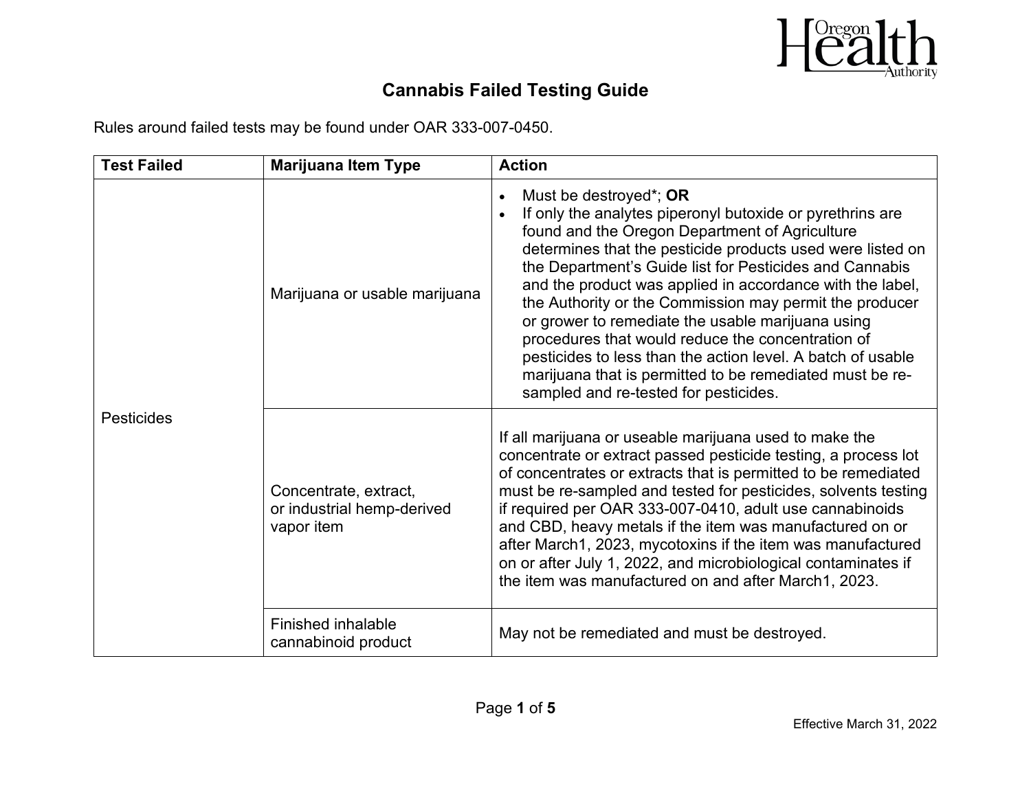# Cannabis Failed Testing Guide

Rules around failed tests may be found under OAR 333-007-0450.

| Test Failed | Marijuana Item Type | Action |
|---|---|---|
| Pesticides | Marijuana or usable marijuana | • Must be destroyed*; **OR**<br>• If only the analytes piperonyl butoxide or pyrethrins are found and the Oregon Department of Agriculture determines that the pesticide products used were listed on the Department's Guide list for Pesticides and Cannabis and the product was applied in accordance with the label, the Authority or the Commission may permit the producer or grower to remediate the usable marijuana using procedures that would reduce the concentration of pesticides to less than the action level. A batch of usable marijuana that is permitted to be remediated must be re-sampled and re-tested for pesticides. |
| | Concentrate, extract, or industrial hemp-derived vapor item | If all marijuana or useable marijuana used to make the concentrate or extract passed pesticide testing, a process lot of concentrates or extracts that is permitted to be remediated must be re-sampled and tested for pesticides, solvents testing if required per OAR 333-007-0410, adult use cannabinoids and CBD, heavy metals if the item was manufactured on or after March1, 2023, mycotoxins if the item was manufactured on or after July 1, 2022, and microbiological contaminates if the item was manufactured on and after March1, 2023. |
| | Finished inhalable cannabinoid product | May not be remediated and must be destroyed. |

Effective March 31, 2022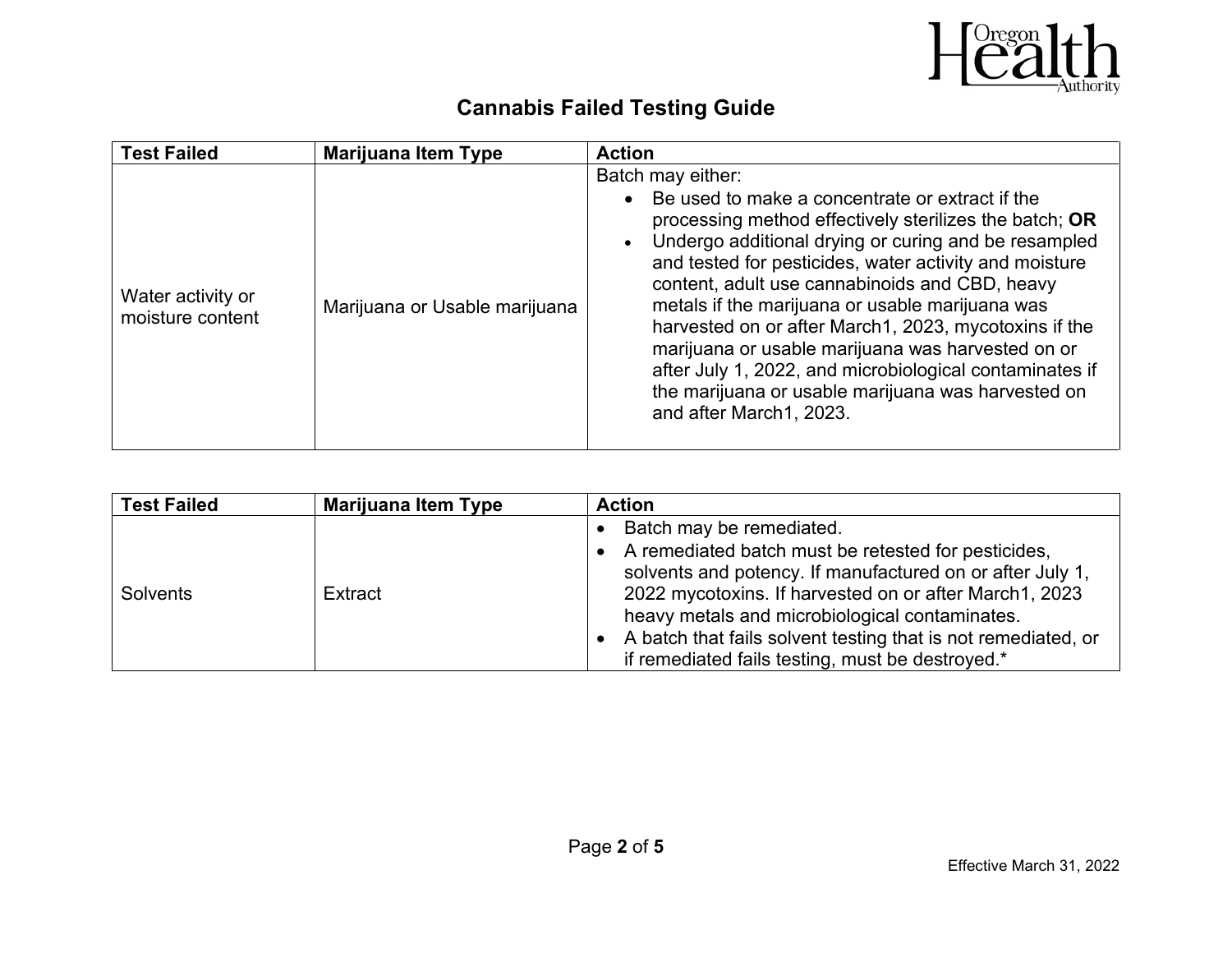## Cannabis Failed Testing Guide

| Test Failed | Marijuana Item Type | Action |
|---|---|---|
| Water activity or moisture content | Marijuana or Usable marijuana | Batch may either:<br>• Be used to make a concentrate or extract if the processing method effectively sterilizes the batch; **OR**<br>• Undergo additional drying or curing and be resampled and tested for pesticides, water activity and moisture content, adult use cannabinoids and CBD, heavy metals if the marijuana or usable marijuana was harvested on or after March1, 2023, mycotoxins if the marijuana or usable marijuana was harvested on or after July 1, 2022, and microbiological contaminates if the marijuana or usable marijuana was harvested on and after March1, 2023. |

| Test Failed | Marijuana Item Type | Action |
|---|---|---|
| Solvents | Extract | • Batch may be remediated.<br>• A remediated batch must be retested for pesticides, solvents and potency. If manufactured on or after July 1, 2022 mycotoxins. If harvested on or after March1, 2023 heavy metals and microbiological contaminates.<br>• A batch that fails solvent testing that is not remediated, or if remediated fails testing, must be destroyed.* |

Effective March 31, 2022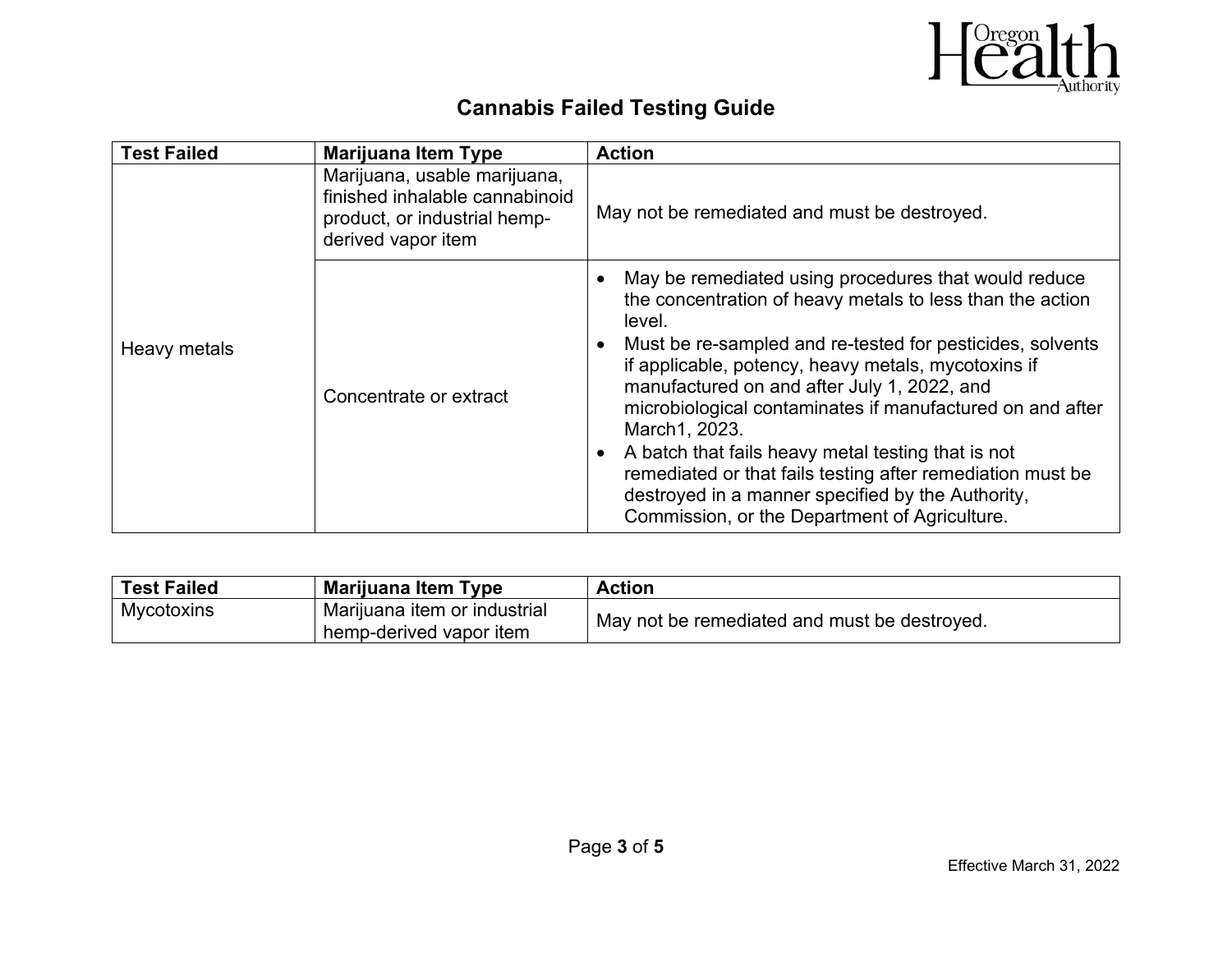## Cannabis Failed Testing Guide

| Test Failed | Marijuana Item Type | Action |
|---|---|---|
| Heavy metals | Marijuana, usable marijuana, finished inhalable cannabinoid product, or industrial hemp-derived vapor item | May not be remediated and must be destroyed. |
| | Concentrate or extract | • May be remediated using procedures that would reduce the concentration of heavy metals to less than the action level.<br>• Must be re-sampled and re-tested for pesticides, solvents if applicable, potency, heavy metals, mycotoxins if manufactured on and after July 1, 2022, and microbiological contaminates if manufactured on and after March1, 2023.<br>• A batch that fails heavy metal testing that is not remediated or that fails testing after remediation must be destroyed in a manner specified by the Authority, Commission, or the Department of Agriculture. |

| Test Failed | Marijuana Item Type | Action |
|---|---|---|
| Mycotoxins | Marijuana item or industrial hemp-derived vapor item | May not be remediated and must be destroyed. |

Effective March 31, 2022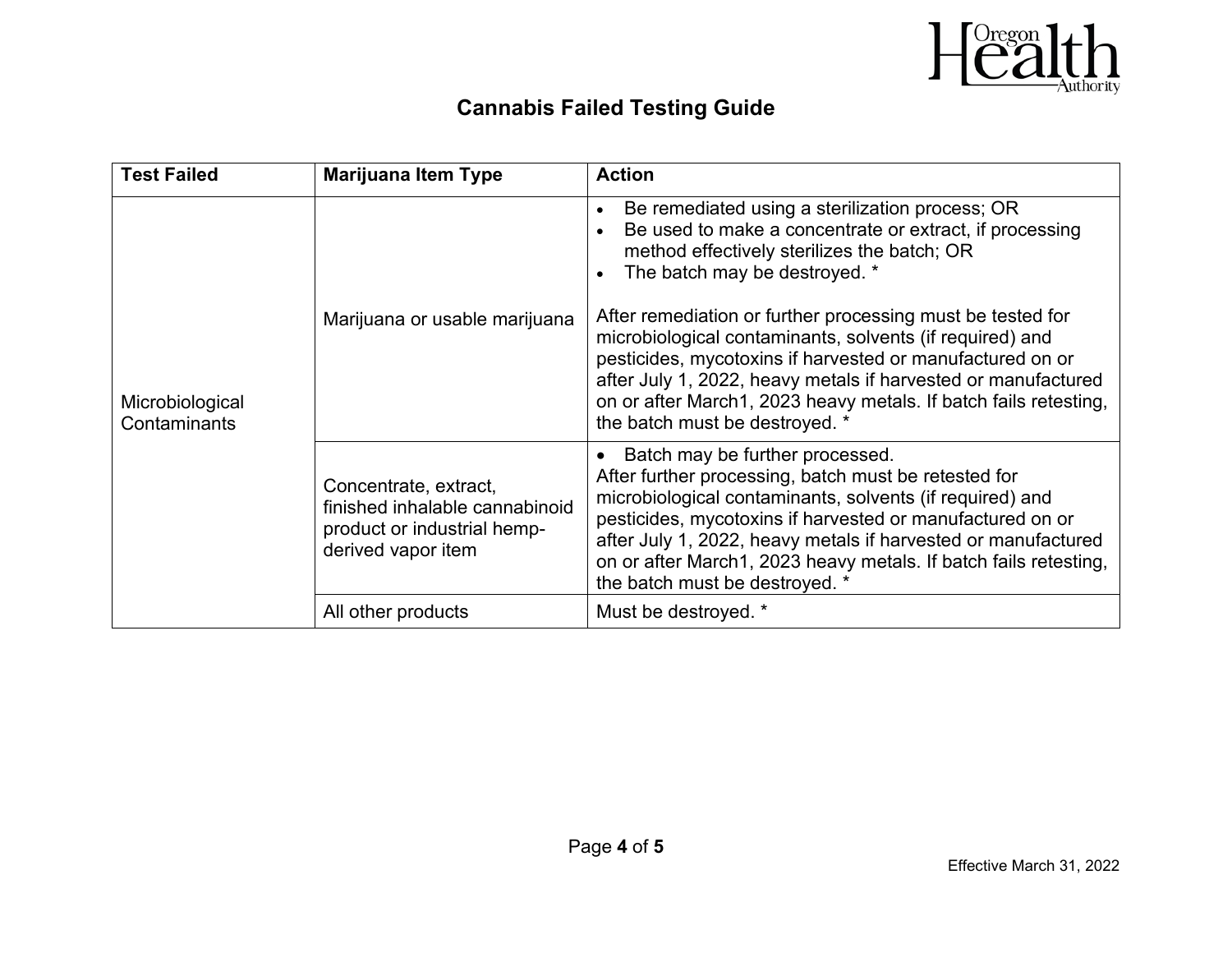# Cannabis Failed Testing Guide

| Test Failed | Marijuana Item Type | Action |
|---|---|---|
| Microbiological Contaminants | Marijuana or usable marijuana | • Be remediated using a sterilization process; OR<br>• Be used to make a concentrate or extract, if processing method effectively sterilizes the batch; OR<br>• The batch may be destroyed. *<br><br>After remediation or further processing must be tested for microbiological contaminants, solvents (if required) and pesticides, mycotoxins if harvested or manufactured on or after July 1, 2022, heavy metals if harvested or manufactured on or after March1, 2023 heavy metals. If batch fails retesting, the batch must be destroyed. * |
| | Concentrate, extract, finished inhalable cannabinoid product or industrial hemp-derived vapor item | • Batch may be further processed.<br>After further processing, batch must be retested for microbiological contaminants, solvents (if required) and pesticides, mycotoxins if harvested or manufactured on or after July 1, 2022, heavy metals if harvested or manufactured on or after March1, 2023 heavy metals. If batch fails retesting, the batch must be destroyed. * |
| | All other products | Must be destroyed. * |

Effective March 31, 2022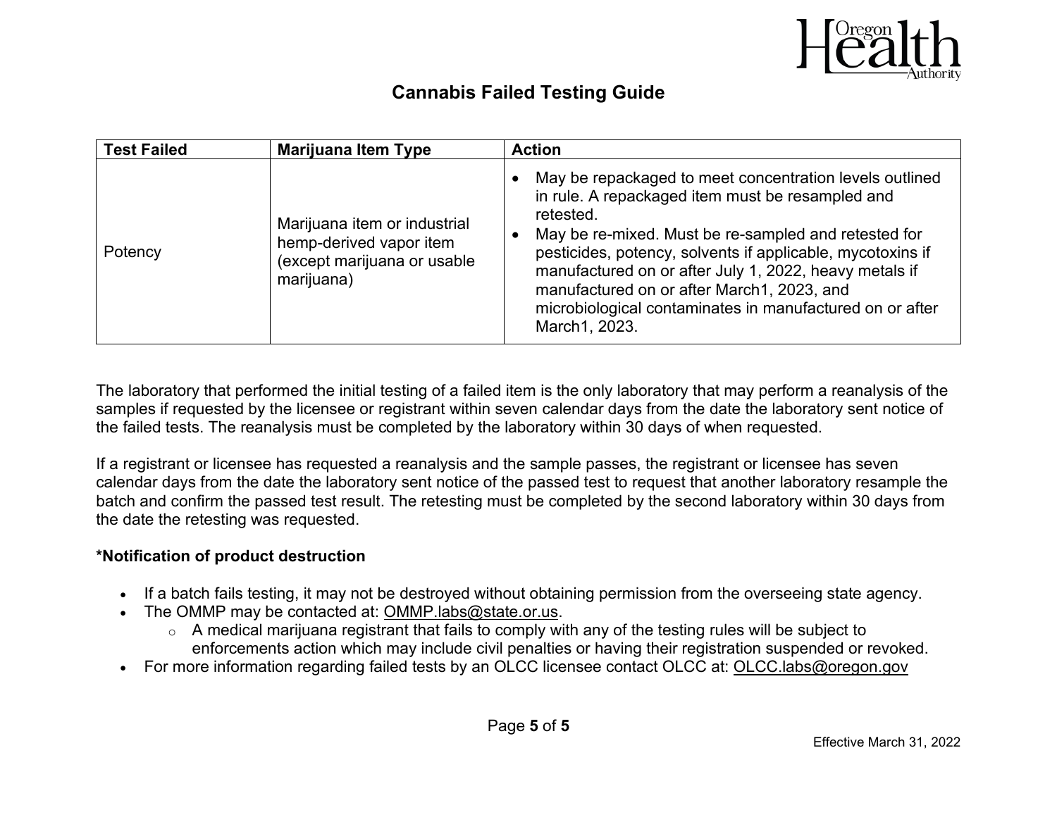# Cannabis Failed Testing Guide

| Test Failed | Marijuana Item Type | Action |
|---|---|---|
| Potency | Marijuana item or industrial hemp-derived vapor item (except marijuana or usable marijuana) | • May be repackaged to meet concentration levels outlined in rule. A repackaged item must be resampled and retested.<br>• May be re-mixed. Must be re-sampled and retested for pesticides, potency, solvents if applicable, mycotoxins if manufactured on or after July 1, 2022, heavy metals if manufactured on or after March1, 2023, and microbiological contaminates in manufactured on or after March1, 2023. |

The laboratory that performed the initial testing of a failed item is the only laboratory that may perform a reanalysis of the samples if requested by the licensee or registrant within seven calendar days from the date the laboratory sent notice of the failed tests. The reanalysis must be completed by the laboratory within 30 days of when requested.

If a registrant or licensee has requested a reanalysis and the sample passes, the registrant or licensee has seven calendar days from the date the laboratory sent notice of the passed test to request that another laboratory resample the batch and confirm the passed test result. The retesting must be completed by the second laboratory within 30 days from the date the retesting was requested.

**\*Notification of product destruction**

- If a batch fails testing, it may not be destroyed without obtaining permission from the overseeing state agency.
- The OMMP may be contacted at: OMMP.labs@state.or.us.
  - A medical marijuana registrant that fails to comply with any of the testing rules will be subject to enforcements action which may include civil penalties or having their registration suspended or revoked.
- For more information regarding failed tests by an OLCC licensee contact OLCC at: OLCC.labs@oregon.gov

Effective March 31, 2022